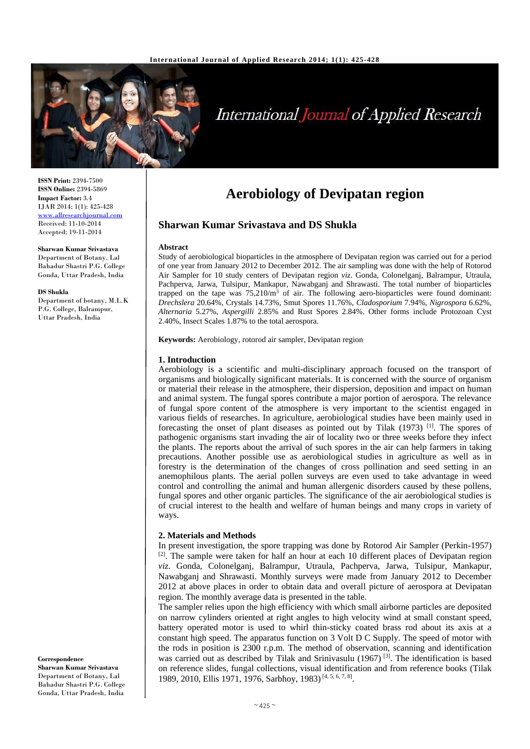ISSN Print: 2394-7500
ISSN Online: 2394-5869
Impact Factor: 3.4
IJAR 2014; 1(1): 425-428
www.allresearchjournal.com
Received: 11-10-2014
Accepted: 19-11-2014

**Sharwan Kumar Srivastava**
Department of Botany, Lal Bahadur Shastri P.G. College Gonda, Uttar Pradesh, India

**DS Shukla**
Department of botany, M.L.K P.G. College, Balrampur, Uttar Pradesh, India

**Correspondence**
**Sharwan Kumar Srivastava**
Department of Botany, Lal Bahadur Shastri P.G. College Gonda, Uttar Pradesh, India

# Aerobiology of Devipatan region

## Sharwan Kumar Srivastava and DS Shukla

**Abstract**

Study of aerobiological bioparticles in the atmosphere of Devipatan region was carried out for a period of one year from January 2012 to December 2012. The air sampling was done with the help of Rotorod Air Sampler for 10 study centers of Devipatan region *viz*. Gonda, Colonelganj, Balrampur, Utraula, Pachperva, Jarwa, Tulsipur, Mankapur, Nawabganj and Shrawasti. The total number of bioparticles trapped on the tape was 75,210/$m^3$ of air. The following aero-bioparticles were found dominant: *Drechslera* 20.64%, Crystals 14.73%, Smut Spores 11.76%, *Cladosporium* 7.94%, *Nigrospora* 6.62%, *Alternaria* 5.27%, *Aspergilli* 2.85% and Rust Spores 2.84%. Other forms include Protozoan Cyst 2.40%, Insect Scales 1.87% to the total aerospora.

**Keywords:** Aerobiology, rotorod air sampler, Devipatan region

### 1. Introduction

Aerobiology is a scientific and multi-disciplinary approach focused on the transport of organisms and biologically significant materials. It is concerned with the source of organism or material their release in the atmosphere, their dispersion, deposition and impact on human and animal system. The fungal spores contribute a major portion of aerospora. The relevance of fungal spore content of the atmosphere is very important to the scientist engaged in various fields of researches. In agriculture, aerobiological studies have been mainly used in forecasting the onset of plant diseases as pointed out by Tilak (1973) [1]. The spores of pathogenic organisms start invading the air of locality two or three weeks before they infect the plants. The reports about the arrival of such spores in the air can help farmers in taking precautions. Another possible use as aerobiological studies in agriculture as well as in forestry is the determination of the changes of cross pollination and seed setting in an anemophilous plants. The aerial pollen surveys are even used to take advantage in weed control and controlling the animal and human allergenic disorders caused by these pollens, fungal spores and other organic particles. The significance of the air aerobiological studies is of crucial interest to the health and welfare of human beings and many crops in variety of ways.

### 2. Materials and Methods

In present investigation, the spore trapping was done by Rotorod Air Sampler (Perkin-1957) [2]. The sample were taken for half an hour at each 10 different places of Devipatan region *viz*. Gonda, Colonelganj, Balrampur, Utraula, Pachperva, Jarwa, Tulsipur, Mankapur, Nawabganj and Shrawasti. Monthly surveys were made from January 2012 to December 2012 at above places in order to obtain data and overall picture of aerospora at Devipatan region. The monthly average data is presented in the table.

The sampler relies upon the high efficiency with which small airborne particles are deposited on narrow cylinders oriented at right angles to high velocity wind at small constant speed, battery operated motor is used to whirl thin-sticky coated brass rod about its axis at a constant high speed. The apparatus function on 3 Volt D C Supply. The speed of motor with the rods in position is 2300 r.p.m. The method of observation, scanning and identification was carried out as described by Tilak and Srinivasulu (1967) [3]. The identification is based on reference slides, fungal collections, visual identification and from reference books (Tilak 1989, 2010, Ellis 1971, 1976, Sarbhoy, 1983) [4, 5, 6, 7, 8].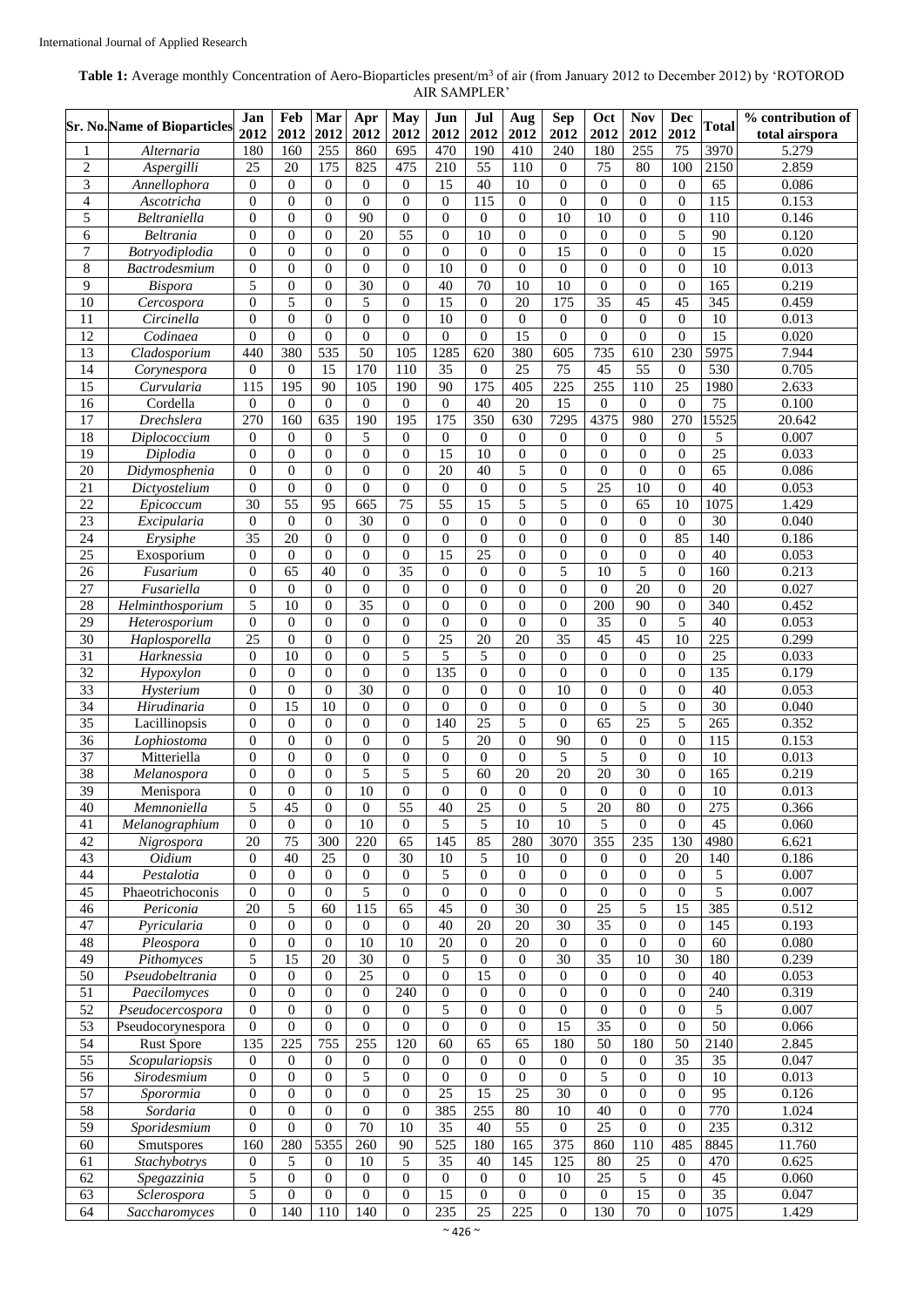**Table 1:** Average monthly Concentration of Aero-Bioparticles present/m$^3$ of air (from January 2012 to December 2012) by 'ROTOROD AIR SAMPLER'

| Sr. No. | Name of Bioparticles | Jan 2012 | Feb 2012 | Mar 2012 | Apr 2012 | May 2012 | Jun 2012 | Jul 2012 | Aug 2012 | Sep 2012 | Oct 2012 | Nov 2012 | Dec 2012 | Total | % contribution of total airspora |
|---|---|---|---|---|---|---|---|---|---|---|---|---|---|---|---|
| 1 | *Alternaria* | 180 | 160 | 255 | 860 | 695 | 470 | 190 | 410 | 240 | 180 | 255 | 75 | 3970 | 5.279 |
| 2 | *Aspergilli* | 25 | 20 | 175 | 825 | 475 | 210 | 55 | 110 | 0 | 75 | 80 | 100 | 2150 | 2.859 |
| 3 | *Annellophora* | 0 | 0 | 0 | 0 | 0 | 15 | 40 | 10 | 0 | 0 | 0 | 0 | 65 | 0.086 |
| 4 | *Ascotricha* | 0 | 0 | 0 | 0 | 0 | 0 | 115 | 0 | 0 | 0 | 0 | 0 | 115 | 0.153 |
| 5 | *Beltraniella* | 0 | 0 | 0 | 90 | 0 | 0 | 0 | 0 | 10 | 10 | 0 | 0 | 110 | 0.146 |
| 6 | *Beltrania* | 0 | 0 | 0 | 20 | 55 | 0 | 10 | 0 | 0 | 0 | 0 | 5 | 90 | 0.120 |
| 7 | *Botryodiplodia* | 0 | 0 | 0 | 0 | 0 | 0 | 0 | 0 | 15 | 0 | 0 | 0 | 15 | 0.020 |
| 8 | *Bactrodesmium* | 0 | 0 | 0 | 0 | 0 | 10 | 0 | 0 | 0 | 0 | 0 | 0 | 10 | 0.013 |
| 9 | *Bispora* | 5 | 0 | 0 | 30 | 0 | 40 | 70 | 10 | 10 | 0 | 0 | 0 | 165 | 0.219 |
| 10 | *Cercospora* | 0 | 5 | 0 | 5 | 0 | 15 | 0 | 20 | 175 | 35 | 45 | 45 | 345 | 0.459 |
| 11 | *Circinella* | 0 | 0 | 0 | 0 | 0 | 10 | 0 | 0 | 0 | 0 | 0 | 0 | 10 | 0.013 |
| 12 | *Codinaea* | 0 | 0 | 0 | 0 | 0 | 0 | 0 | 15 | 0 | 0 | 0 | 0 | 15 | 0.020 |
| 13 | *Cladosporium* | 440 | 380 | 535 | 50 | 105 | 1285 | 620 | 380 | 605 | 735 | 610 | 230 | 5975 | 7.944 |
| 14 | *Corynespora* | 0 | 0 | 15 | 170 | 110 | 35 | 0 | 25 | 75 | 45 | 55 | 0 | 530 | 0.705 |
| 15 | *Curvularia* | 115 | 195 | 90 | 105 | 190 | 90 | 175 | 405 | 225 | 255 | 110 | 25 | 1980 | 2.633 |
| 16 | Cordella | 0 | 0 | 0 | 0 | 0 | 0 | 40 | 20 | 15 | 0 | 0 | 0 | 75 | 0.100 |
| 17 | *Drechslera* | 270 | 160 | 635 | 190 | 195 | 175 | 350 | 630 | 7295 | 4375 | 980 | 270 | 15525 | 20.642 |
| 18 | *Diplococcium* | 0 | 0 | 0 | 5 | 0 | 0 | 0 | 0 | 0 | 0 | 0 | 0 | 5 | 0.007 |
| 19 | *Diplodia* | 0 | 0 | 0 | 0 | 0 | 15 | 10 | 0 | 0 | 0 | 0 | 0 | 25 | 0.033 |
| 20 | *Didymosphenia* | 0 | 0 | 0 | 0 | 0 | 20 | 40 | 5 | 0 | 0 | 0 | 0 | 65 | 0.086 |
| 21 | *Dictyostelium* | 0 | 0 | 0 | 0 | 0 | 0 | 0 | 0 | 5 | 25 | 10 | 0 | 40 | 0.053 |
| 22 | *Epicoccum* | 30 | 55 | 95 | 665 | 75 | 55 | 15 | 5 | 5 | 0 | 65 | 10 | 1075 | 1.429 |
| 23 | *Excipularia* | 0 | 0 | 0 | 30 | 0 | 0 | 0 | 0 | 0 | 0 | 0 | 0 | 30 | 0.040 |
| 24 | *Erysiphe* | 35 | 20 | 0 | 0 | 0 | 0 | 0 | 0 | 0 | 0 | 0 | 85 | 140 | 0.186 |
| 25 | Exosporium | 0 | 0 | 0 | 0 | 0 | 15 | 25 | 0 | 0 | 0 | 0 | 0 | 40 | 0.053 |
| 26 | *Fusarium* | 0 | 65 | 40 | 0 | 35 | 0 | 0 | 0 | 5 | 10 | 5 | 0 | 160 | 0.213 |
| 27 | *Fusariella* | 0 | 0 | 0 | 0 | 0 | 0 | 0 | 0 | 0 | 0 | 20 | 0 | 20 | 0.027 |
| 28 | *Helminthosporium* | 5 | 10 | 0 | 35 | 0 | 0 | 0 | 0 | 0 | 200 | 90 | 0 | 340 | 0.452 |
| 29 | *Heterosporium* | 0 | 0 | 0 | 0 | 0 | 0 | 0 | 0 | 0 | 35 | 0 | 5 | 40 | 0.053 |
| 30 | *Haplosporella* | 25 | 0 | 0 | 0 | 0 | 25 | 20 | 20 | 35 | 45 | 45 | 10 | 225 | 0.299 |
| 31 | *Harknessia* | 0 | 10 | 0 | 0 | 5 | 5 | 5 | 0 | 0 | 0 | 0 | 0 | 25 | 0.033 |
| 32 | *Hypoxylon* | 0 | 0 | 0 | 0 | 0 | 135 | 0 | 0 | 0 | 0 | 0 | 0 | 135 | 0.179 |
| 33 | *Hysterium* | 0 | 0 | 0 | 30 | 0 | 0 | 0 | 0 | 10 | 0 | 0 | 0 | 40 | 0.053 |
| 34 | *Hirudinaria* | 0 | 15 | 10 | 0 | 0 | 0 | 0 | 0 | 0 | 0 | 5 | 0 | 30 | 0.040 |
| 35 | Lacillinopsis | 0 | 0 | 0 | 0 | 0 | 140 | 25 | 5 | 0 | 65 | 25 | 5 | 265 | 0.352 |
| 36 | *Lophiostoma* | 0 | 0 | 0 | 0 | 0 | 5 | 20 | 0 | 90 | 0 | 0 | 0 | 115 | 0.153 |
| 37 | Mitteriella | 0 | 0 | 0 | 0 | 0 | 0 | 0 | 0 | 5 | 5 | 0 | 0 | 10 | 0.013 |
| 38 | *Melanospora* | 0 | 0 | 0 | 5 | 5 | 5 | 60 | 20 | 20 | 20 | 30 | 0 | 165 | 0.219 |
| 39 | Menispora | 0 | 0 | 0 | 10 | 0 | 0 | 0 | 0 | 0 | 0 | 0 | 0 | 10 | 0.013 |
| 40 | *Memnoniella* | 5 | 45 | 0 | 0 | 55 | 40 | 25 | 0 | 5 | 20 | 80 | 0 | 275 | 0.366 |
| 41 | *Melanographium* | 0 | 0 | 0 | 10 | 0 | 5 | 5 | 10 | 10 | 5 | 0 | 0 | 45 | 0.060 |
| 42 | *Nigrospora* | 20 | 75 | 300 | 220 | 65 | 145 | 85 | 280 | 3070 | 355 | 235 | 130 | 4980 | 6.621 |
| 43 | *Oidium* | 0 | 40 | 25 | 0 | 30 | 10 | 5 | 10 | 0 | 0 | 0 | 20 | 140 | 0.186 |
| 44 | *Pestalotia* | 0 | 0 | 0 | 0 | 0 | 5 | 0 | 0 | 0 | 0 | 0 | 0 | 5 | 0.007 |
| 45 | Phaeotrichoconis | 0 | 0 | 0 | 5 | 0 | 0 | 0 | 0 | 0 | 0 | 0 | 0 | 5 | 0.007 |
| 46 | *Periconia* | 20 | 5 | 60 | 115 | 65 | 45 | 0 | 30 | 0 | 25 | 5 | 15 | 385 | 0.512 |
| 47 | *Pyricularia* | 0 | 0 | 0 | 0 | 0 | 40 | 20 | 20 | 30 | 35 | 0 | 0 | 145 | 0.193 |
| 48 | *Pleospora* | 0 | 0 | 0 | 10 | 10 | 20 | 0 | 20 | 0 | 0 | 0 | 0 | 60 | 0.080 |
| 49 | *Pithomyces* | 5 | 15 | 20 | 30 | 0 | 5 | 0 | 0 | 30 | 35 | 10 | 30 | 180 | 0.239 |
| 50 | *Pseudobeltrania* | 0 | 0 | 0 | 25 | 0 | 0 | 15 | 0 | 0 | 0 | 0 | 0 | 40 | 0.053 |
| 51 | *Paecilomyces* | 0 | 0 | 0 | 0 | 240 | 0 | 0 | 0 | 0 | 0 | 0 | 0 | 240 | 0.319 |
| 52 | *Pseudocercospora* | 0 | 0 | 0 | 0 | 0 | 5 | 0 | 0 | 0 | 0 | 0 | 0 | 5 | 0.007 |
| 53 | Pseudocorynespora | 0 | 0 | 0 | 0 | 0 | 0 | 0 | 0 | 15 | 35 | 0 | 0 | 50 | 0.066 |
| 54 | Rust Spore | 135 | 225 | 755 | 255 | 120 | 60 | 65 | 65 | 180 | 50 | 180 | 50 | 2140 | 2.845 |
| 55 | *Scopulariopsis* | 0 | 0 | 0 | 0 | 0 | 0 | 0 | 0 | 0 | 0 | 0 | 35 | 35 | 0.047 |
| 56 | *Sirodesmium* | 0 | 0 | 0 | 5 | 0 | 0 | 0 | 0 | 0 | 5 | 0 | 0 | 10 | 0.013 |
| 57 | *Sporormia* | 0 | 0 | 0 | 0 | 0 | 25 | 15 | 25 | 30 | 0 | 0 | 0 | 95 | 0.126 |
| 58 | *Sordaria* | 0 | 0 | 0 | 0 | 0 | 385 | 255 | 80 | 10 | 40 | 0 | 0 | 770 | 1.024 |
| 59 | *Sporidesmium* | 0 | 0 | 0 | 70 | 10 | 35 | 40 | 55 | 0 | 25 | 0 | 0 | 235 | 0.312 |
| 60 | Smutspores | 160 | 280 | 5355 | 260 | 90 | 525 | 180 | 165 | 375 | 860 | 110 | 485 | 8845 | 11.760 |
| 61 | *Stachybotrys* | 0 | 5 | 0 | 10 | 5 | 35 | 40 | 145 | 125 | 80 | 25 | 0 | 470 | 0.625 |
| 62 | *Spegazzinia* | 5 | 0 | 0 | 0 | 0 | 0 | 0 | 0 | 10 | 25 | 5 | 0 | 45 | 0.060 |
| 63 | *Sclerospora* | 5 | 0 | 0 | 0 | 0 | 15 | 0 | 0 | 0 | 0 | 15 | 0 | 35 | 0.047 |
| 64 | *Saccharomyces* | 0 | 140 | 110 | 140 | 0 | 235 | 25 | 225 | 0 | 130 | 70 | 0 | 1075 | 1.429 |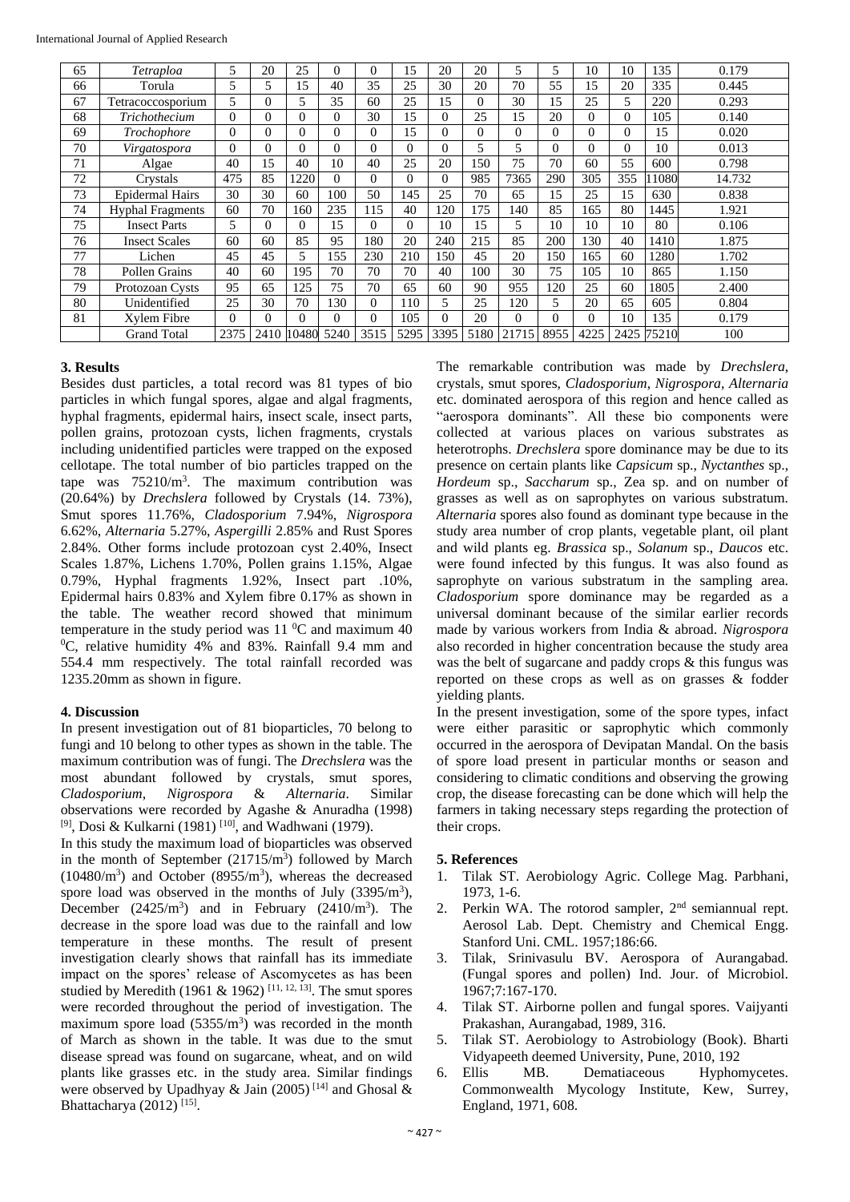| 65 | *Tetraploa* | 5 | 20 | 25 | 0 | 0 | 15 | 20 | 20 | 5 | 5 | 10 | 10 | 135 | 0.179 |
|---|---|---|---|---|---|---|---|---|---|---|---|---|---|---|---|
| 66 | Torula | 5 | 5 | 15 | 40 | 35 | 25 | 30 | 20 | 70 | 55 | 15 | 20 | 335 | 0.445 |
| 67 | Tetracoccosporium | 5 | 0 | 5 | 35 | 60 | 25 | 15 | 0 | 30 | 15 | 25 | 5 | 220 | 0.293 |
| 68 | *Trichothecium* | 0 | 0 | 0 | 0 | 30 | 15 | 0 | 25 | 15 | 20 | 0 | 0 | 105 | 0.140 |
| 69 | *Trochophore* | 0 | 0 | 0 | 0 | 0 | 15 | 0 | 0 | 0 | 0 | 0 | 0 | 15 | 0.020 |
| 70 | *Virgatospora* | 0 | 0 | 0 | 0 | 0 | 0 | 0 | 5 | 5 | 0 | 0 | 0 | 10 | 0.013 |
| 71 | Algae | 40 | 15 | 40 | 10 | 40 | 25 | 20 | 150 | 75 | 70 | 60 | 55 | 600 | 0.798 |
| 72 | Crystals | 475 | 85 | 1220 | 0 | 0 | 0 | 0 | 985 | 7365 | 290 | 305 | 355 | 11080 | 14.732 |
| 73 | Epidermal Hairs | 30 | 30 | 60 | 100 | 50 | 145 | 25 | 70 | 65 | 15 | 25 | 15 | 630 | 0.838 |
| 74 | Hyphal Fragments | 60 | 70 | 160 | 235 | 115 | 40 | 120 | 175 | 140 | 85 | 165 | 80 | 1445 | 1.921 |
| 75 | Insect Parts | 5 | 0 | 0 | 15 | 0 | 0 | 10 | 15 | 5 | 10 | 10 | 10 | 80 | 0.106 |
| 76 | Insect Scales | 60 | 60 | 85 | 95 | 180 | 20 | 240 | 215 | 85 | 200 | 130 | 40 | 1410 | 1.875 |
| 77 | Lichen | 45 | 45 | 5 | 155 | 230 | 210 | 150 | 45 | 20 | 150 | 165 | 60 | 1280 | 1.702 |
| 78 | Pollen Grains | 40 | 60 | 195 | 70 | 70 | 70 | 40 | 100 | 30 | 75 | 105 | 10 | 865 | 1.150 |
| 79 | Protozoan Cysts | 95 | 65 | 125 | 75 | 70 | 65 | 60 | 90 | 955 | 120 | 25 | 60 | 1805 | 2.400 |
| 80 | Unidentified | 25 | 30 | 70 | 130 | 0 | 110 | 5 | 25 | 120 | 5 | 20 | 65 | 605 | 0.804 |
| 81 | Xylem Fibre | 0 | 0 | 0 | 0 | 0 | 105 | 0 | 20 | 0 | 0 | 0 | 10 | 135 | 0.179 |
| | Grand Total | 2375 | 2410 | 10480 | 5240 | 3515 | 5295 | 3395 | 5180 | 21715 | 8955 | 4225 | 2425 | 75210 | 100 |

## 3. Results

Besides dust particles, a total record was 81 types of bio particles in which fungal spores, algae and algal fragments, hyphal fragments, epidermal hairs, insect scale, insect parts, pollen grains, protozoan cysts, lichen fragments, crystals including unidentified particles were trapped on the exposed cellotape. The total number of bio particles trapped on the tape was 75210/m$^3$. The maximum contribution was (20.64%) by *Drechslera* followed by Crystals (14. 73%), Smut spores 11.76%, *Cladosporium* 7.94%, *Nigrospora* 6.62%, *Alternaria* 5.27%, *Aspergilli* 2.85% and Rust Spores 2.84%. Other forms include protozoan cyst 2.40%, Insect Scales 1.87%, Lichens 1.70%, Pollen grains 1.15%, Algae 0.79%, Hyphal fragments 1.92%, Insect part .10%, Epidermal hairs 0.83% and Xylem fibre 0.17% as shown in the table. The weather record showed that minimum temperature in the study period was 11 $^0$C and maximum 40 $^0$C, relative humidity 4% and 83%. Rainfall 9.4 mm and 554.4 mm respectively. The total rainfall recorded was 1235.20mm as shown in figure.

## 4. Discussion

In present investigation out of 81 bioparticles, 70 belong to fungi and 10 belong to other types as shown in the table. The maximum contribution was of fungi. The *Drechslera* was the most abundant followed by crystals, smut spores, *Cladosporium*, *Nigrospora* & *Alternaria*. Similar observations were recorded by Agashe & Anuradha (1998) [9], Dosi & Kulkarni (1981) [10], and Wadhwani (1979).

In this study the maximum load of bioparticles was observed in the month of September (21715/m$^3$) followed by March (10480/m$^3$) and October (8955/m$^3$), whereas the decreased spore load was observed in the months of July (3395/m$^3$), December (2425/m$^3$) and in February (2410/m$^3$). The decrease in the spore load was due to the rainfall and low temperature in these months. The result of present investigation clearly shows that rainfall has its immediate impact on the spores' release of Ascomycetes as has been studied by Meredith (1961 & 1962) [11, 12, 13]. The smut spores were recorded throughout the period of investigation. The maximum spore load (5355/m$^3$) was recorded in the month of March as shown in the table. It was due to the smut disease spread was found on sugarcane, wheat, and on wild plants like grasses etc. in the study area. Similar findings were observed by Upadhyay & Jain (2005) [14] and Ghosal & Bhattacharya (2012) [15].

The remarkable contribution was made by *Drechslera*, crystals, smut spores, *Cladosporium*, *Nigrospora*, *Alternaria* etc. dominated aerospora of this region and hence called as "aerospora dominants". All these bio components were collected at various places on various substrates as heterotrophs. *Drechslera* spore dominance may be due to its presence on certain plants like *Capsicum* sp., *Nyctanthes* sp., *Hordeum* sp., *Saccharum* sp., Zea sp. and on number of grasses as well as on saprophytes on various substratum. *Alternaria* spores also found as dominant type because in the study area number of crop plants, vegetable plant, oil plant and wild plants eg. *Brassica* sp., *Solanum* sp., *Daucos* etc. were found infected by this fungus. It was also found as saprophyte on various substratum in the sampling area. *Cladosporium* spore dominance may be regarded as a universal dominant because of the similar earlier records made by various workers from India & abroad. *Nigrospora* also recorded in higher concentration because the study area was the belt of sugarcane and paddy crops & this fungus was reported on these crops as well as on grasses & fodder yielding plants.

In the present investigation, some of the spore types, infact were either parasitic or saprophytic which commonly occurred in the aerospora of Devipatan Mandal. On the basis of spore load present in particular months or season and considering to climatic conditions and observing the growing crop, the disease forecasting can be done which will help the farmers in taking necessary steps regarding the protection of their crops.

## 5. References

1. Tilak ST. Aerobiology Agric. College Mag. Parbhani, 1973, 1-6.
2. Perkin WA. The rotorod sampler, 2nd semiannual rept. Aerosol Lab. Dept. Chemistry and Chemical Engg. Stanford Uni. CML. 1957;186:66.
3. Tilak, Srinivasulu BV. Aerospora of Aurangabad. (Fungal spores and pollen) Ind. Jour. of Microbiol. 1967;7:167-170.
4. Tilak ST. Airborne pollen and fungal spores. Vaijyanti Prakashan, Aurangabad, 1989, 316.
5. Tilak ST. Aerobiology to Astrobiology (Book). Bharti Vidyapeeth deemed University, Pune, 2010, 192
6. Ellis MB. Dematiaceous Hyphomycetes. Commonwealth Mycology Institute, Kew, Surrey, England, 1971, 608.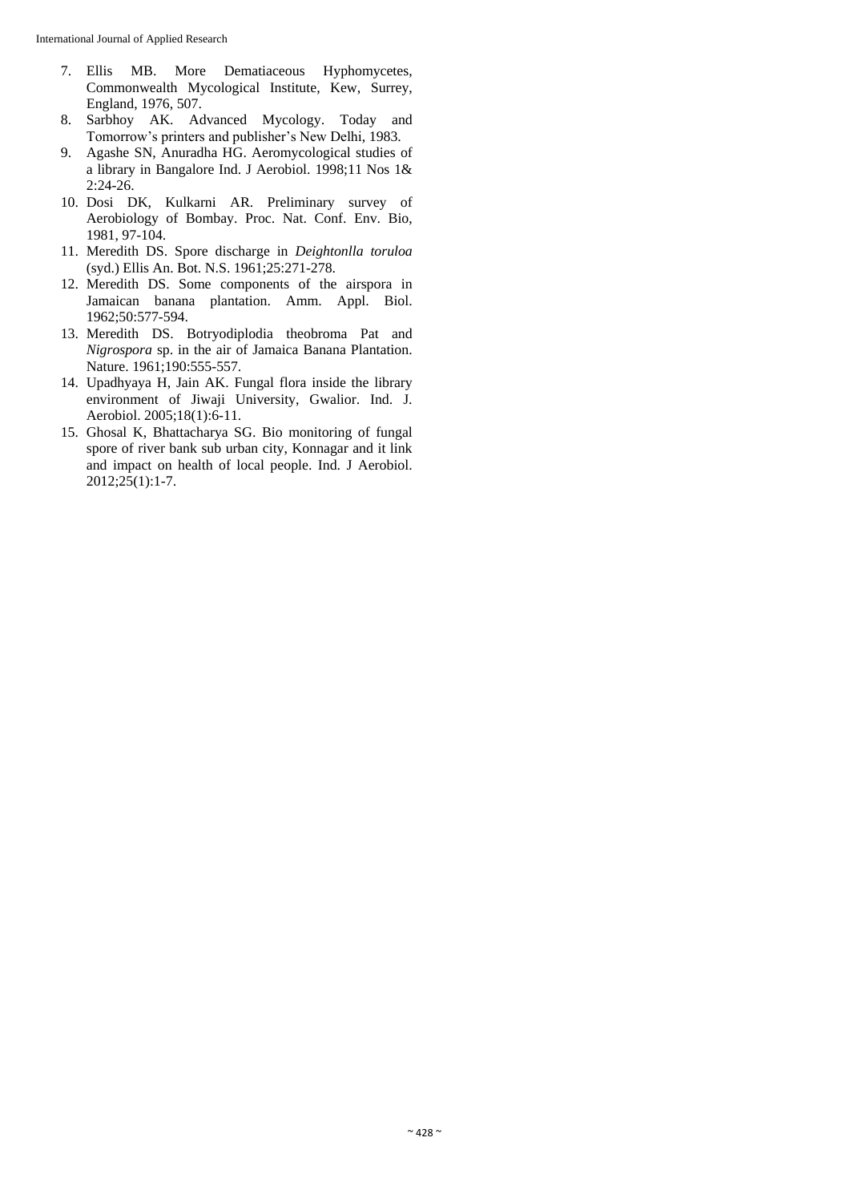7. Ellis MB. More Dematiaceous Hyphomycetes, Commonwealth Mycological Institute, Kew, Surrey, England, 1976, 507.
8. Sarbhoy AK. Advanced Mycology. Today and Tomorrow's printers and publisher's New Delhi, 1983.
9. Agashe SN, Anuradha HG. Aeromycological studies of a library in Bangalore Ind. J Aerobiol. 1998;11 Nos 1& 2:24-26.
10. Dosi DK, Kulkarni AR. Preliminary survey of Aerobiology of Bombay. Proc. Nat. Conf. Env. Bio, 1981, 97-104.
11. Meredith DS. Spore discharge in *Deightonlla toruloa* (syd.) Ellis An. Bot. N.S. 1961;25:271-278.
12. Meredith DS. Some components of the airspora in Jamaican banana plantation. Amm. Appl. Biol. 1962;50:577-594.
13. Meredith DS. Botryodiplodia theobroma Pat and *Nigrospora* sp. in the air of Jamaica Banana Plantation. Nature. 1961;190:555-557.
14. Upadhyaya H, Jain AK. Fungal flora inside the library environment of Jiwaji University, Gwalior. Ind. J. Aerobiol. 2005;18(1):6-11.
15. Ghosal K, Bhattacharya SG. Bio monitoring of fungal spore of river bank sub urban city, Konnagar and it link and impact on health of local people. Ind. J Aerobiol. 2012;25(1):1-7.